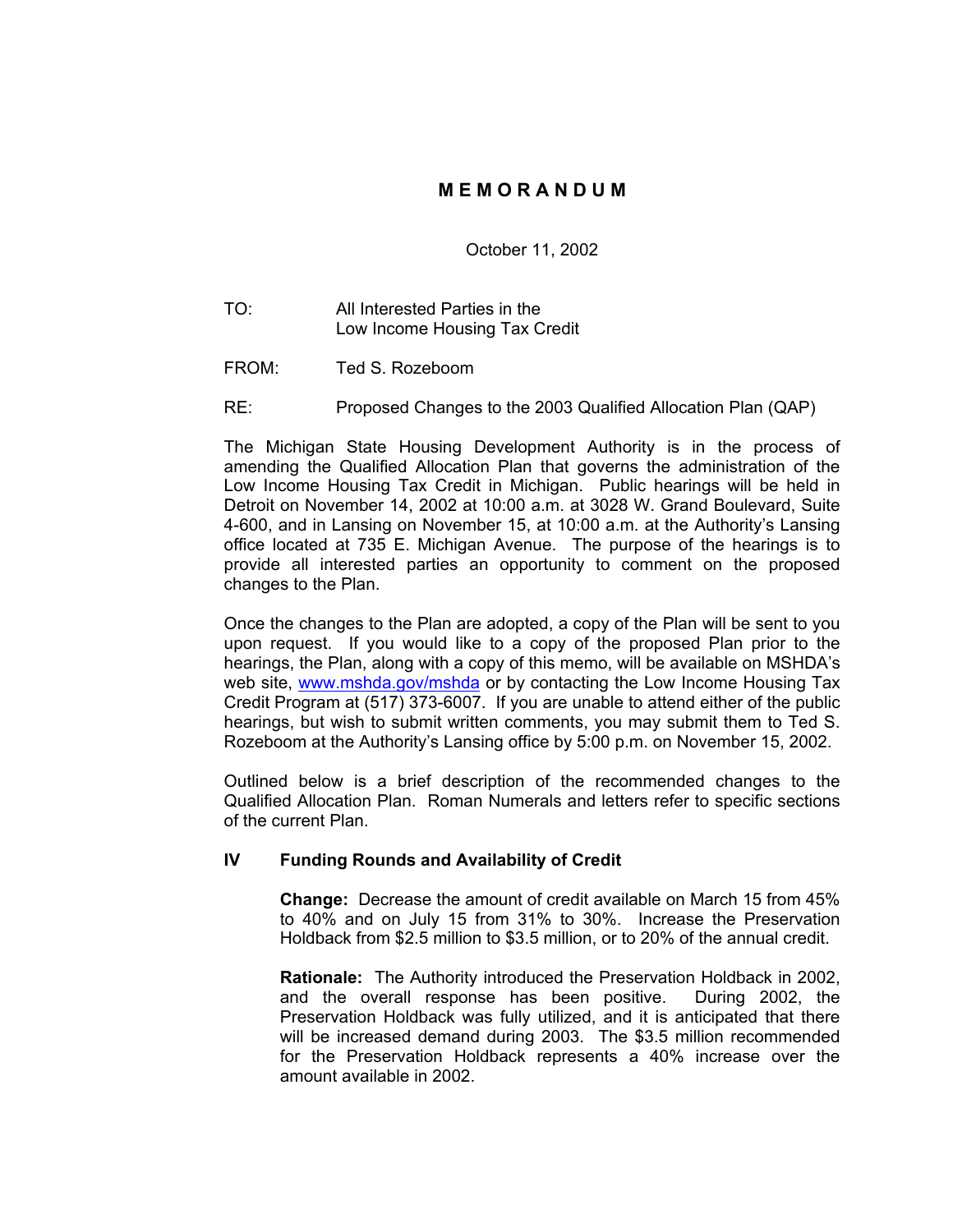# M E M O R A N D U M

October 11, 2002

TO: All Interested Parties in the Low Income Housing Tax Credit

FROM: Ted S. Rozeboom

RE: Proposed Changes to the 2003 Qualified Allocation Plan (QAP)

The Michigan State Housing Development Authority is in the process of amending the Qualified Allocation Plan that governs the administration of the Low Income Housing Tax Credit in Michigan. Public hearings will be held in Detroit on November 14, 2002 at 10:00 a.m. at 3028 W. Grand Boulevard, Suite 4-600, and in Lansing on November 15, at 10:00 a.m. at the Authority's Lansing office located at 735 E. Michigan Avenue. The purpose of the hearings is to provide all interested parties an opportunity to comment on the proposed changes to the Plan.

Once the changes to the Plan are adopted, a copy of the Plan will be sent to you upon request. If you would like to a copy of the proposed Plan prior to the hearings, the Plan, along with a copy of this memo, will be available on MSHDA's web site, www.mshda.gov/mshda or by contacting the Low Income Housing Tax Credit Program at (517) 373-6007. If you are unable to attend either of the public hearings, but wish to submit written comments, you may submit them to Ted S. Rozeboom at the Authority's Lansing office by 5:00 p.m. on November 15, 2002.

Outlined below is a brief description of the recommended changes to the Qualified Allocation Plan. Roman Numerals and letters refer to specific sections of the current Plan.

## IV Funding Rounds and Availability of Credit

**Change:** Decrease the amount of credit available on March 15 from 45% to 40% and on July 15 from 31% to 30%. Increase the Preservation Holdback from $2.5 million to $3.5 million, or to 20% of the annual credit.

**Rationale:** The Authority introduced the Preservation Holdback in 2002, and the overall response has been positive. During 2002, the Preservation Holdback was fully utilized, and it is anticipated that there will be increased demand during 2003. The $3.5 million recommended for the Preservation Holdback represents a 40% increase over the amount available in 2002.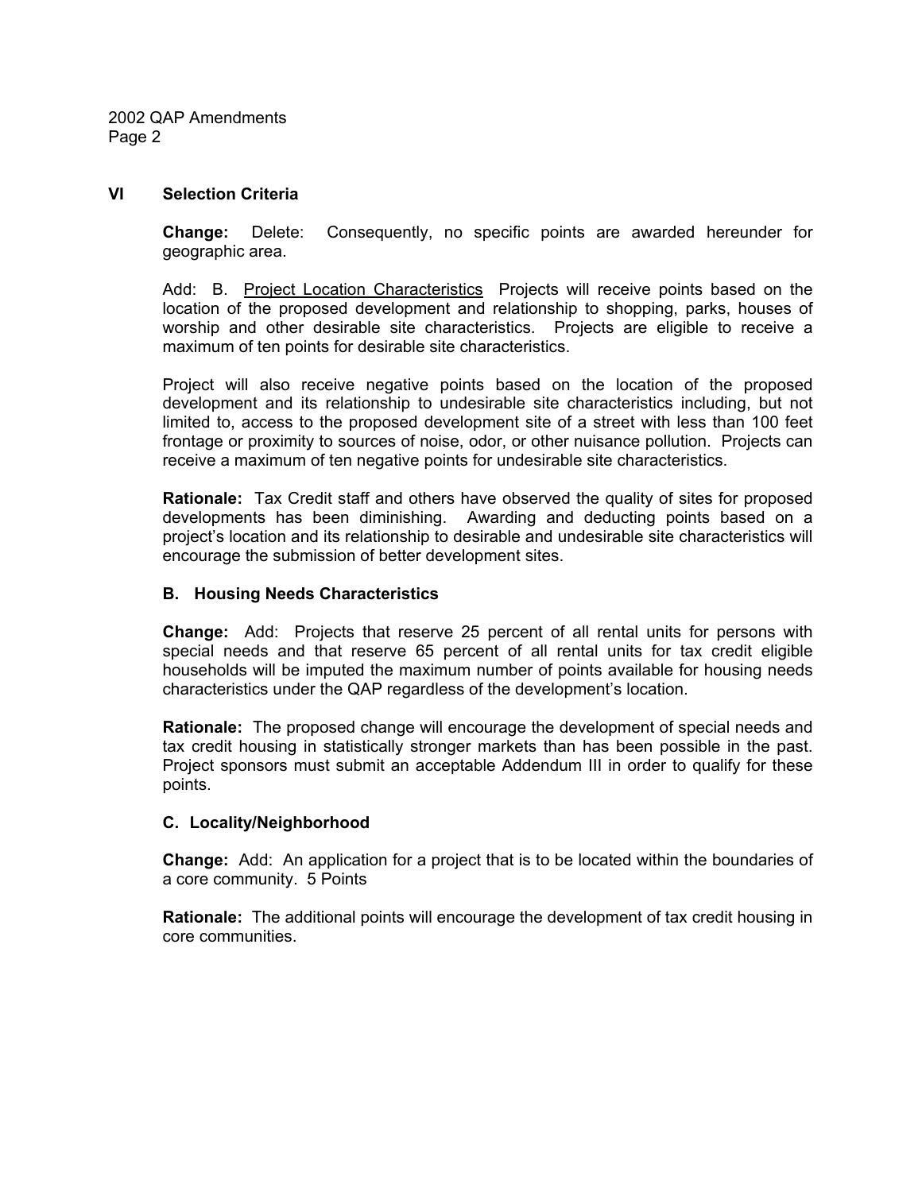## VI Selection Criteria

**Change:** Delete: Consequently, no specific points are awarded hereunder for geographic area.

Add: B. Project Location Characteristics Projects will receive points based on the location of the proposed development and relationship to shopping, parks, houses of worship and other desirable site characteristics. Projects are eligible to receive a maximum of ten points for desirable site characteristics.

Project will also receive negative points based on the location of the proposed development and its relationship to undesirable site characteristics including, but not limited to, access to the proposed development site of a street with less than 100 feet frontage or proximity to sources of noise, odor, or other nuisance pollution. Projects can receive a maximum of ten negative points for undesirable site characteristics.

**Rationale:** Tax Credit staff and others have observed the quality of sites for proposed developments has been diminishing. Awarding and deducting points based on a project's location and its relationship to desirable and undesirable site characteristics will encourage the submission of better development sites.

### B. Housing Needs Characteristics

**Change:** Add: Projects that reserve 25 percent of all rental units for persons with special needs and that reserve 65 percent of all rental units for tax credit eligible households will be imputed the maximum number of points available for housing needs characteristics under the QAP regardless of the development's location.

**Rationale:** The proposed change will encourage the development of special needs and tax credit housing in statistically stronger markets than has been possible in the past. Project sponsors must submit an acceptable Addendum III in order to qualify for these points.

### C. Locality/Neighborhood

**Change:** Add: An application for a project that is to be located within the boundaries of a core community. 5 Points

**Rationale:** The additional points will encourage the development of tax credit housing in core communities.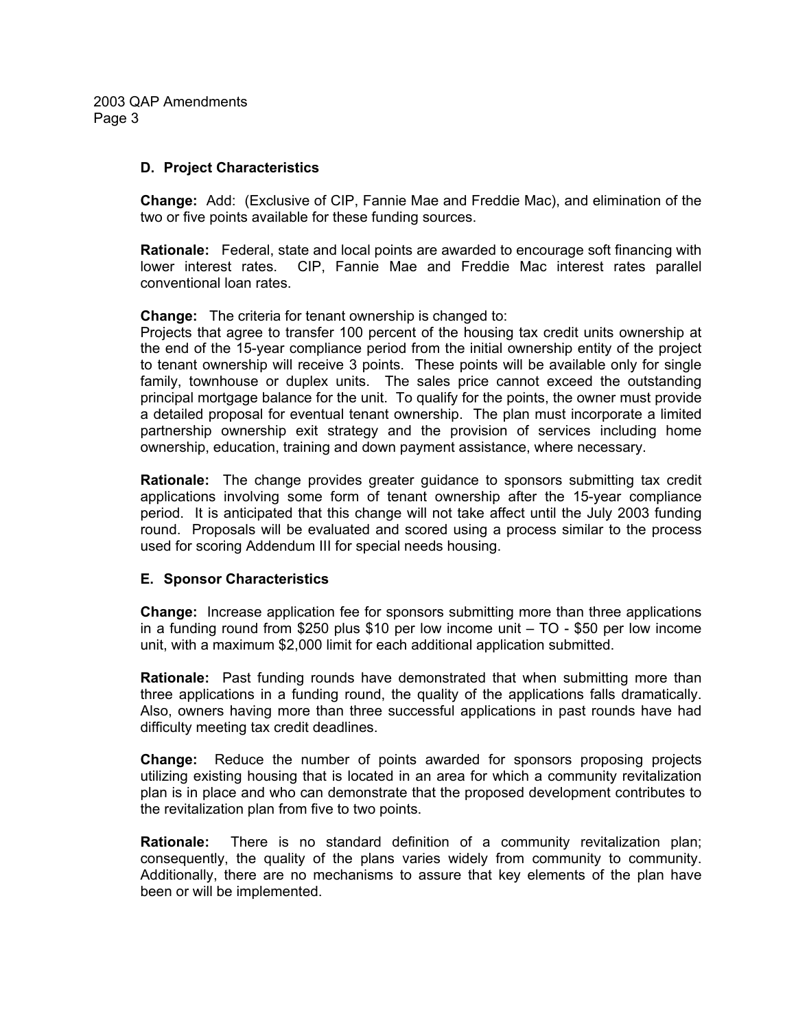## D. Project Characteristics

**Change:** Add: (Exclusive of CIP, Fannie Mae and Freddie Mac), and elimination of the two or five points available for these funding sources.

**Rationale:** Federal, state and local points are awarded to encourage soft financing with lower interest rates. CIP, Fannie Mae and Freddie Mac interest rates parallel conventional loan rates.

**Change:** The criteria for tenant ownership is changed to:
Projects that agree to transfer 100 percent of the housing tax credit units ownership at the end of the 15-year compliance period from the initial ownership entity of the project to tenant ownership will receive 3 points. These points will be available only for single family, townhouse or duplex units. The sales price cannot exceed the outstanding principal mortgage balance for the unit. To qualify for the points, the owner must provide a detailed proposal for eventual tenant ownership. The plan must incorporate a limited partnership ownership exit strategy and the provision of services including home ownership, education, training and down payment assistance, where necessary.

**Rationale:** The change provides greater guidance to sponsors submitting tax credit applications involving some form of tenant ownership after the 15-year compliance period. It is anticipated that this change will not take affect until the July 2003 funding round. Proposals will be evaluated and scored using a process similar to the process used for scoring Addendum III for special needs housing.

## E. Sponsor Characteristics

**Change:** Increase application fee for sponsors submitting more than three applications in a funding round from $250 plus $10 per low income unit – TO - $50 per low income unit, with a maximum $2,000 limit for each additional application submitted.

**Rationale:** Past funding rounds have demonstrated that when submitting more than three applications in a funding round, the quality of the applications falls dramatically. Also, owners having more than three successful applications in past rounds have had difficulty meeting tax credit deadlines.

**Change:** Reduce the number of points awarded for sponsors proposing projects utilizing existing housing that is located in an area for which a community revitalization plan is in place and who can demonstrate that the proposed development contributes to the revitalization plan from five to two points.

**Rationale:** There is no standard definition of a community revitalization plan; consequently, the quality of the plans varies widely from community to community. Additionally, there are no mechanisms to assure that key elements of the plan have been or will be implemented.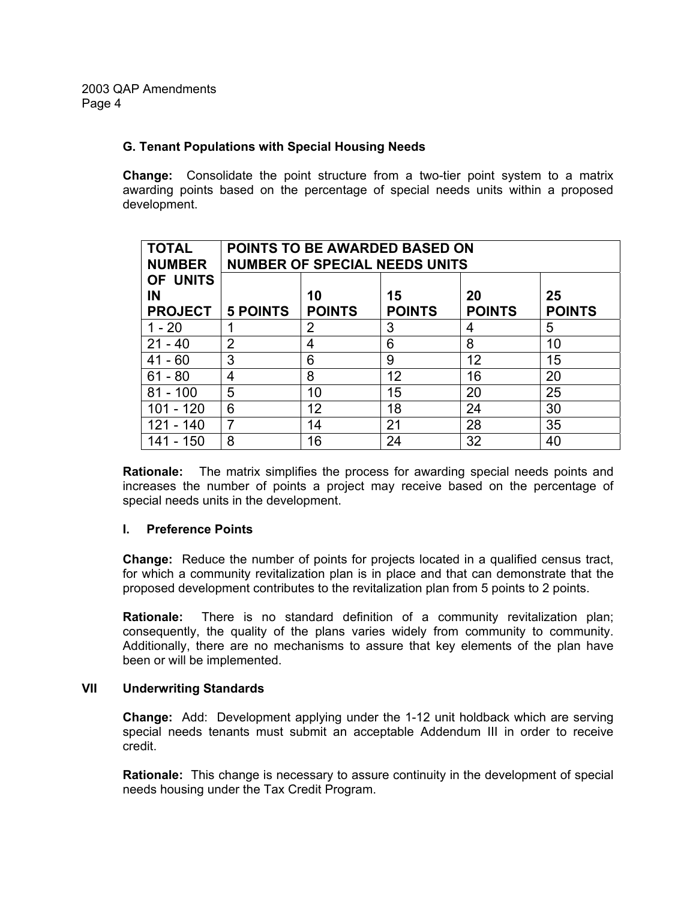### G. Tenant Populations with Special Housing Needs

**Change:** Consolidate the point structure from a two-tier point system to a matrix awarding points based on the percentage of special needs units within a proposed development.

| TOTAL NUMBER OF UNITS IN PROJECT | POINTS TO BE AWARDED BASED ON NUMBER OF SPECIAL NEEDS UNITS | | | | |
|---|---|---|---|---|---|
| | 5 POINTS | 10 POINTS | 15 POINTS | 20 POINTS | 25 POINTS |
| 1 - 20 | 1 | 2 | 3 | 4 | 5 |
| 21 - 40 | 2 | 4 | 6 | 8 | 10 |
| 41 - 60 | 3 | 6 | 9 | 12 | 15 |
| 61 - 80 | 4 | 8 | 12 | 16 | 20 |
| 81 - 100 | 5 | 10 | 15 | 20 | 25 |
| 101 - 120 | 6 | 12 | 18 | 24 | 30 |
| 121 - 140 | 7 | 14 | 21 | 28 | 35 |
| 141 - 150 | 8 | 16 | 24 | 32 | 40 |

**Rationale:** The matrix simplifies the process for awarding special needs points and increases the number of points a project may receive based on the percentage of special needs units in the development.

### I. Preference Points

**Change:** Reduce the number of points for projects located in a qualified census tract, for which a community revitalization plan is in place and that can demonstrate that the proposed development contributes to the revitalization plan from 5 points to 2 points.

**Rationale:** There is no standard definition of a community revitalization plan; consequently, the quality of the plans varies widely from community to community. Additionally, there are no mechanisms to assure that key elements of the plan have been or will be implemented.

## VII Underwriting Standards

**Change:** Add: Development applying under the 1-12 unit holdback which are serving special needs tenants must submit an acceptable Addendum III in order to receive credit.

**Rationale:** This change is necessary to assure continuity in the development of special needs housing under the Tax Credit Program.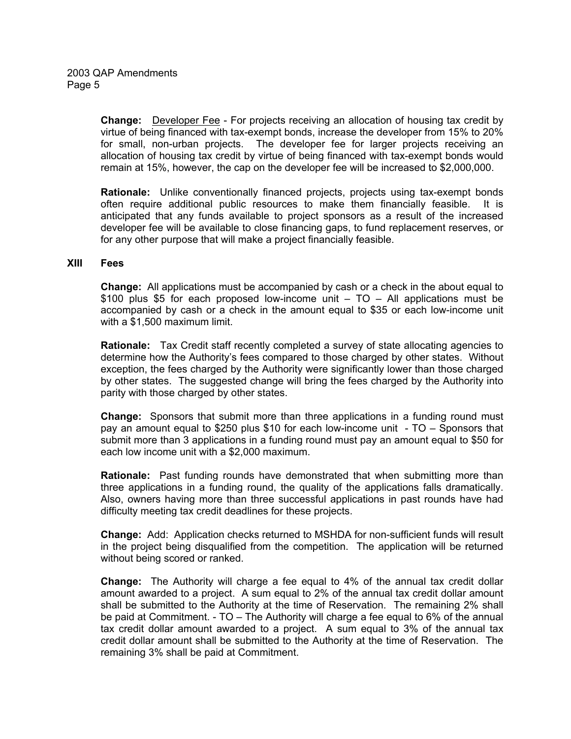**Change:** Developer Fee - For projects receiving an allocation of housing tax credit by virtue of being financed with tax-exempt bonds, increase the developer from 15% to 20% for small, non-urban projects. The developer fee for larger projects receiving an allocation of housing tax credit by virtue of being financed with tax-exempt bonds would remain at 15%, however, the cap on the developer fee will be increased to $2,000,000.

**Rationale:** Unlike conventionally financed projects, projects using tax-exempt bonds often require additional public resources to make them financially feasible. It is anticipated that any funds available to project sponsors as a result of the increased developer fee will be available to close financing gaps, to fund replacement reserves, or for any other purpose that will make a project financially feasible.

## XIII Fees

**Change:** All applications must be accompanied by cash or a check in the about equal to $100 plus $5 for each proposed low-income unit – TO – All applications must be accompanied by cash or a check in the amount equal to $35 or each low-income unit with a $1,500 maximum limit.

**Rationale:** Tax Credit staff recently completed a survey of state allocating agencies to determine how the Authority's fees compared to those charged by other states. Without exception, the fees charged by the Authority were significantly lower than those charged by other states. The suggested change will bring the fees charged by the Authority into parity with those charged by other states.

**Change:** Sponsors that submit more than three applications in a funding round must pay an amount equal to $250 plus $10 for each low-income unit - TO – Sponsors that submit more than 3 applications in a funding round must pay an amount equal to $50 for each low income unit with a $2,000 maximum.

**Rationale:** Past funding rounds have demonstrated that when submitting more than three applications in a funding round, the quality of the applications falls dramatically. Also, owners having more than three successful applications in past rounds have had difficulty meeting tax credit deadlines for these projects.

**Change:** Add: Application checks returned to MSHDA for non-sufficient funds will result in the project being disqualified from the competition. The application will be returned without being scored or ranked.

**Change:** The Authority will charge a fee equal to 4% of the annual tax credit dollar amount awarded to a project. A sum equal to 2% of the annual tax credit dollar amount shall be submitted to the Authority at the time of Reservation. The remaining 2% shall be paid at Commitment. - TO – The Authority will charge a fee equal to 6% of the annual tax credit dollar amount awarded to a project. A sum equal to 3% of the annual tax credit dollar amount shall be submitted to the Authority at the time of Reservation. The remaining 3% shall be paid at Commitment.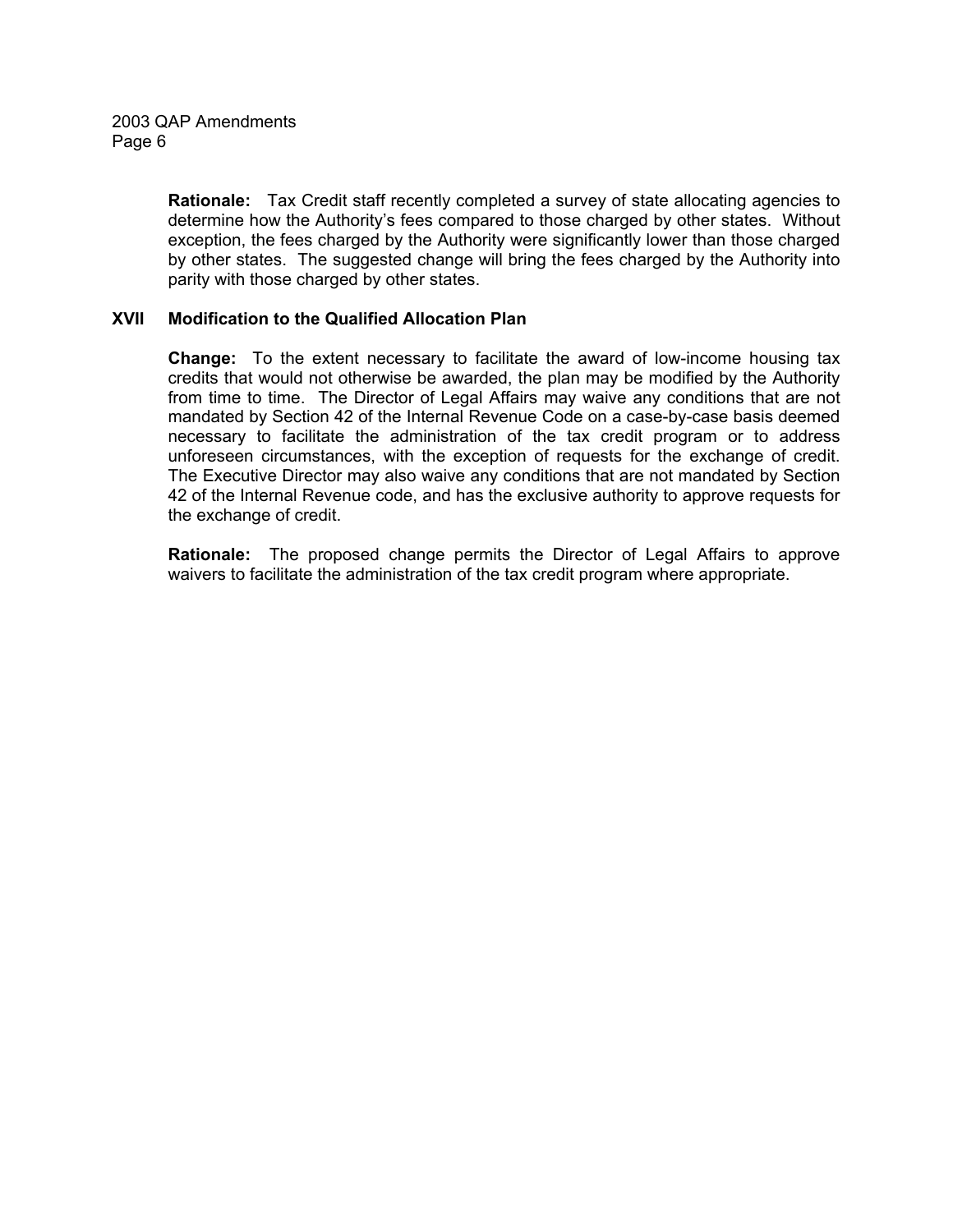**Rationale:** Tax Credit staff recently completed a survey of state allocating agencies to determine how the Authority's fees compared to those charged by other states. Without exception, the fees charged by the Authority were significantly lower than those charged by other states. The suggested change will bring the fees charged by the Authority into parity with those charged by other states.

## XVII Modification to the Qualified Allocation Plan

**Change:** To the extent necessary to facilitate the award of low-income housing tax credits that would not otherwise be awarded, the plan may be modified by the Authority from time to time. The Director of Legal Affairs may waive any conditions that are not mandated by Section 42 of the Internal Revenue Code on a case-by-case basis deemed necessary to facilitate the administration of the tax credit program or to address unforeseen circumstances, with the exception of requests for the exchange of credit. The Executive Director may also waive any conditions that are not mandated by Section 42 of the Internal Revenue code, and has the exclusive authority to approve requests for the exchange of credit.

**Rationale:** The proposed change permits the Director of Legal Affairs to approve waivers to facilitate the administration of the tax credit program where appropriate.